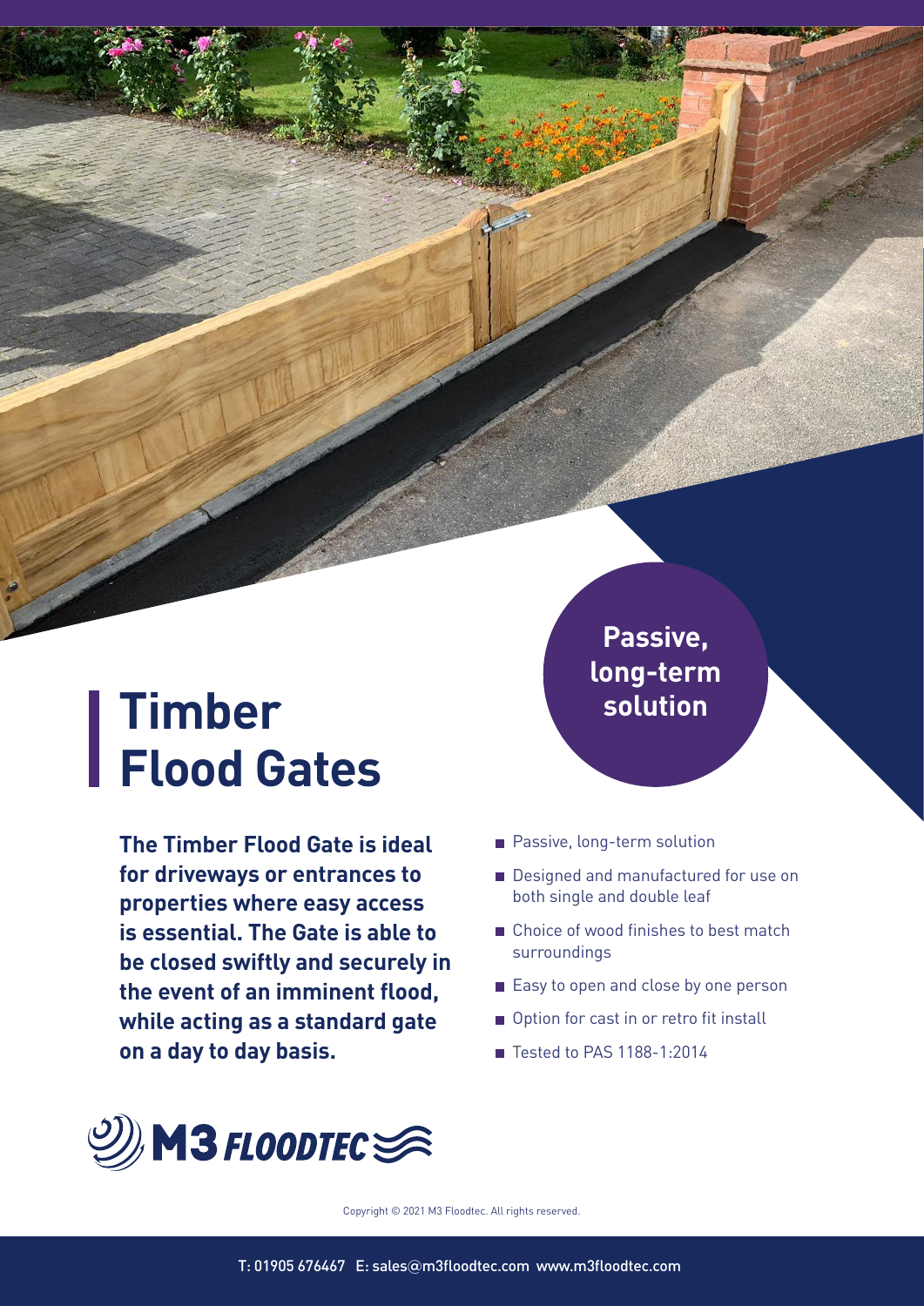# Timber Flood Gates

**Passive, long-term solution**

**The Timber Flood Gate is ideal for driveways or entrances to properties where easy access is essential. The Gate is able to be closed swiftly and securely in the event of an imminent flood, while acting as a standard gate on a day to day basis.**

- Passive, long-term solution
- Designed and manufactured for use on both single and double leaf
- Choice of wood finishes to best match surroundings
- Easy to open and close by one person
- Option for cast in or retro fit install
- Tested to PAS 1188-1:2014

M3 FLOODTEC

Copyright © 2021 M3 Floodtec. All rights reserved.

T: 01905 676467 E: sales@m3floodtec.com www.m3floodtec.com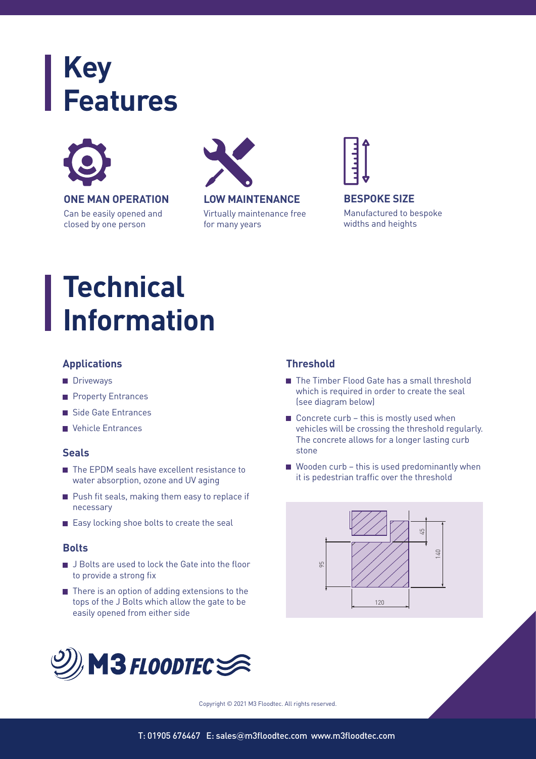# Key Features

### ONE MAN OPERATION

Can be easily opened and closed by one person

### LOW MAINTENANCE

Virtually maintenance free for many years

### BESPOKE SIZE

Manufactured to bespoke widths and heights

# Technical Information

## Applications

- Driveways
- Property Entrances
- Side Gate Entrances
- Vehicle Entrances

## Seals

- The EPDM seals have excellent resistance to water absorption, ozone and UV aging
- Push fit seals, making them easy to replace if necessary
- Easy locking shoe bolts to create the seal

## Bolts

- J Bolts are used to lock the Gate into the floor to provide a strong fix
- There is an option of adding extensions to the tops of the J Bolts which allow the gate to be easily opened from either side

## Threshold

- The Timber Flood Gate has a small threshold which is required in order to create the seal (see diagram below)
- Concrete curb – this is mostly used when vehicles will be crossing the threshold regularly. The concrete allows for a longer lasting curb stone
- Wooden curb – this is used predominantly when it is pedestrian traffic over the threshold

45

140

95

120

M3 FLOODTEC

Copyright © 2021 M3 Floodtec. All rights reserved.

T: 01905 676467 E: sales@m3floodtec.com www.m3floodtec.com